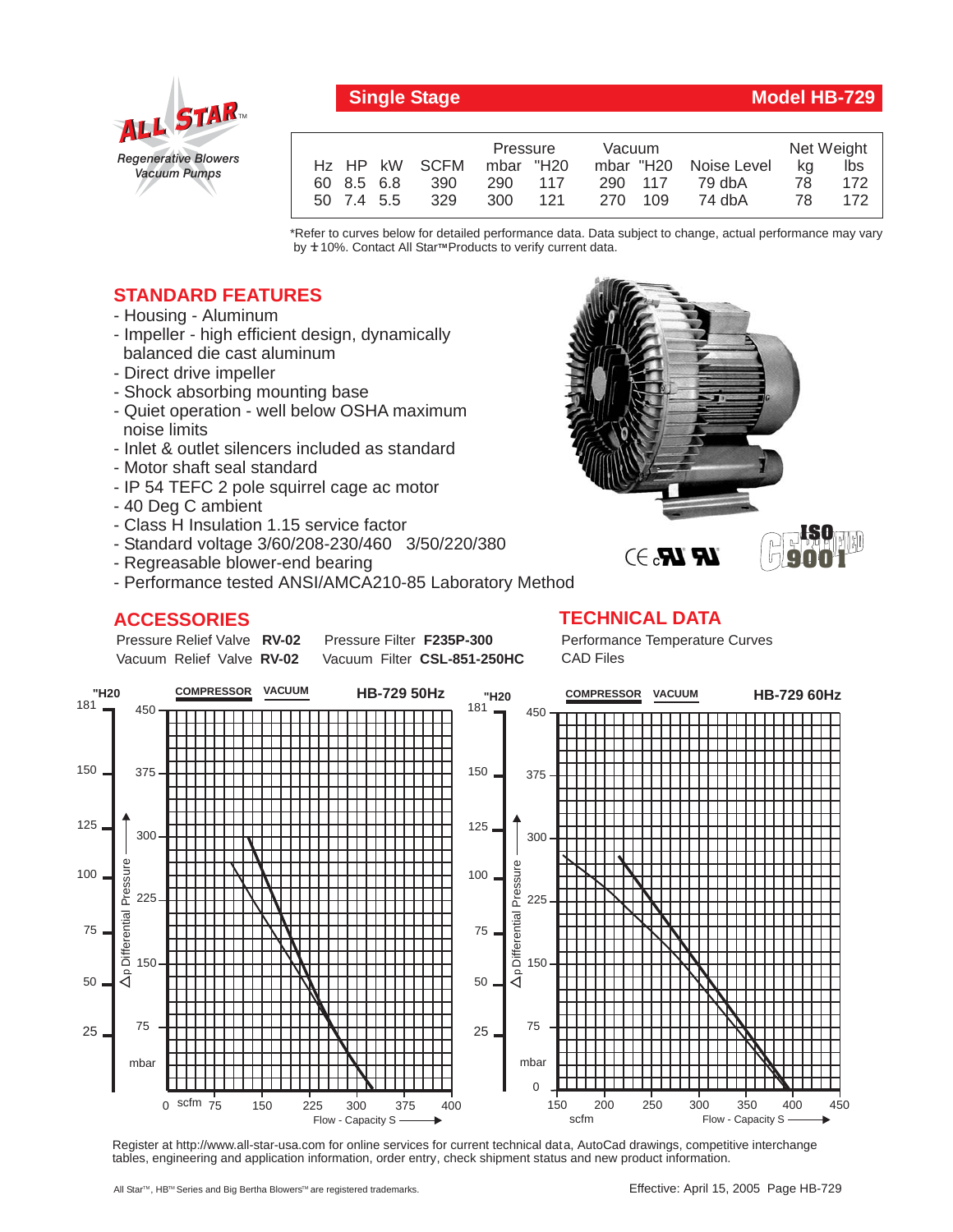ALL STAR™
*Regenerative Blowers*
*Vacuum Pumps*

## Single Stage — Model HB-729

| Hz | HP | kW | SCFM | Pressure mbar | Pressure "H20 | Vacuum mbar | Vacuum "H20 | Noise Level | Net Weight kg | Net Weight lbs |
|---|---|---|---|---|---|---|---|---|---|---|
| 60 | 8.5 | 6.8 | 390 | 290 | 117 | 290 | 117 | 79 dbA | 78 | 172 |
| 50 | 7.4 | 5.5 | 329 | 300 | 121 | 270 | 109 | 74 dbA | 78 | 172 |

*Refer to curves below for detailed performance data. Data subject to change, actual performance may vary by ±10%. Contact All Star™ Products to verify current data.

## STANDARD FEATURES

- Housing - Aluminum
- Impeller - high efficient design, dynamically balanced die cast aluminum
- Direct drive impeller
- Shock absorbing mounting base
- Quiet operation - well below OSHA maximum noise limits
- Inlet & outlet silencers included as standard
- Motor shaft seal standard
- IP 54 TEFC 2 pole squirrel cage ac motor
- 40 Deg C ambient
- Class H Insulation 1.15 service factor
- Standard voltage 3/60/208-230/460 3/50/220/380
- Regreasable blower-end bearing
- Performance tested ANSI/AMCA210-85 Laboratory Method

## ACCESSORIES

Pressure Relief Valve **RV-02**    Pressure Filter **F235P-300**
Vacuum Relief Valve **RV-02**    Vacuum Filter **CSL-851-250HC**

## TECHNICAL DATA

Performance Temperature Curves
CAD Files

Register at http://www.all-star-usa.com for online services for current technical data, AutoCad drawings, competitive interchange tables, engineering and application information, order entry, check shipment status and new product information.

All Star™, HB™ Series and Big Bertha Blowers™ are registered trademarks.

Effective: April 15, 2005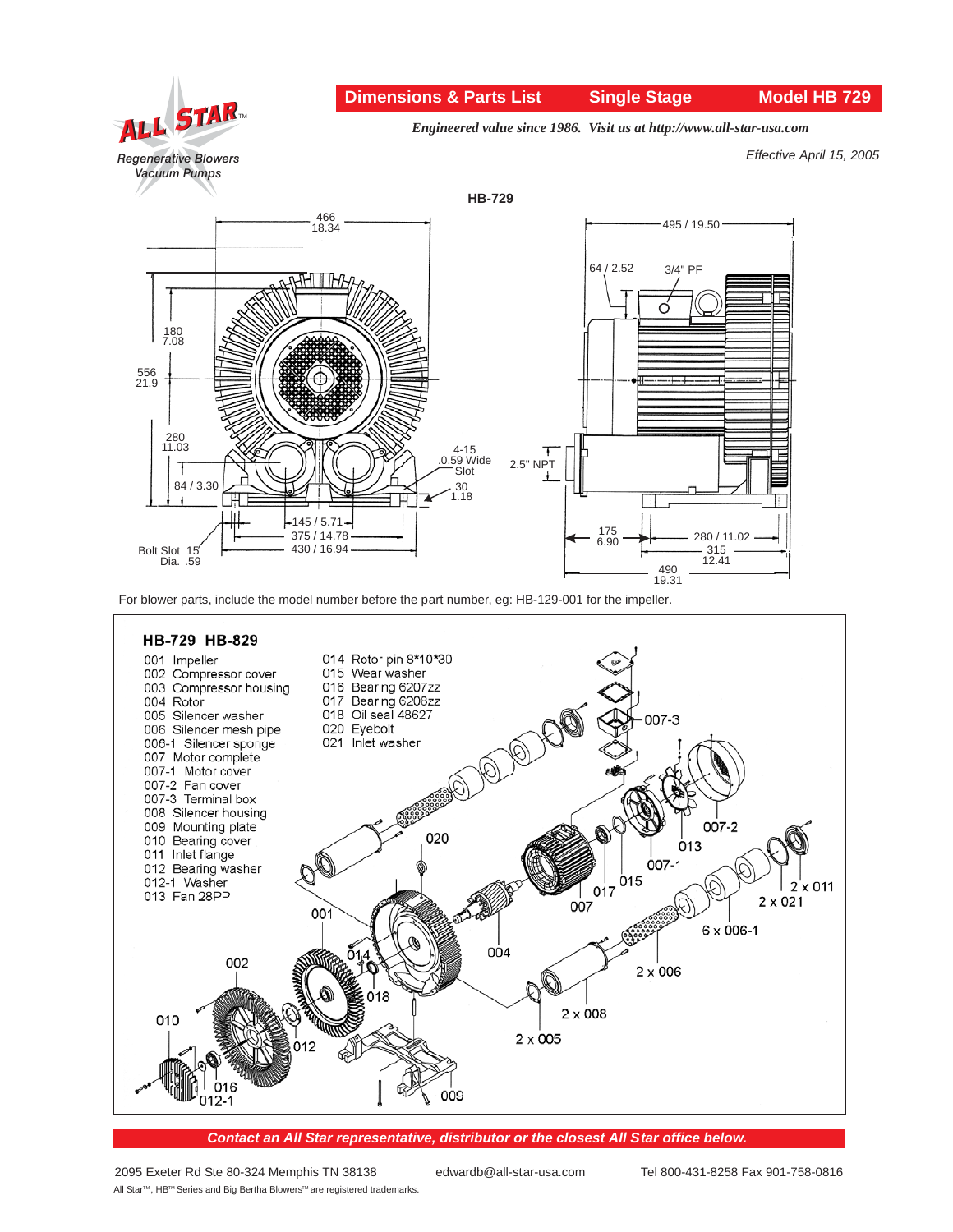ALL STAR™

*Regenerative Blowers*
*Vacuum Pumps*

## Dimensions & Parts List — Single Stage — Model HB 729

***Engineered value since 1986. Visit us at http://www.all-star-usa.com***

*Effective April 15, 2005*

### HB-729

466
18.34

495 / 19.50

64 / 2.52

3/4" PF

180
7.08

556
21.9

280
11.03

4-15
.0.59 Wide
Slot

2.5" NPT

84 / 3.30

30
1.18

145 / 5.71

375 / 14.78

430 / 16.94

Bolt Slot 15
Dia. .59

175
6.90

280 / 11.02

315
12.41

490
19.31

For blower parts, include the model number before the part number, eg: HB-129-001 for the impeller.

### HB-729 HB-829

001 Impeller
002 Compressor cover
003 Compressor housing
004 Rotor
005 Silencer washer
006 Silencer mesh pipe
006-1 Silencer sponge
007 Motor complete
007-1 Motor cover
007-2 Fan cover
007-3 Terminal box
008 Silencer housing
009 Mounting plate
010 Bearing cover
011 Inlet flange
012 Bearing washer
012-1 Washer
013 Fan 28PP
014 Rotor pin 8*10*30
015 Wear washer
016 Bearing 6207zz
017 Bearing 6208zz
018 Oil seal 48627
020 Eyebolt
021 Inlet washer

007-3
007-2
020
013
007-1
2 x 011
015
017
2 x 021
007
001
6 x 006-1
004
014
2 x 006
002
018
2 x 008
010
2 x 005
012
016
012-1
009

***Contact an All Star representative, distributor or the closest All Star office below.***

2095 Exeter Rd Ste 80-324 Memphis TN 38138 edwardb@all-star-usa.com Tel 800-431-8258 Fax 901-758-0816

All Star™, HB™ Series and Big Bertha Blowers™ are registered trademarks.